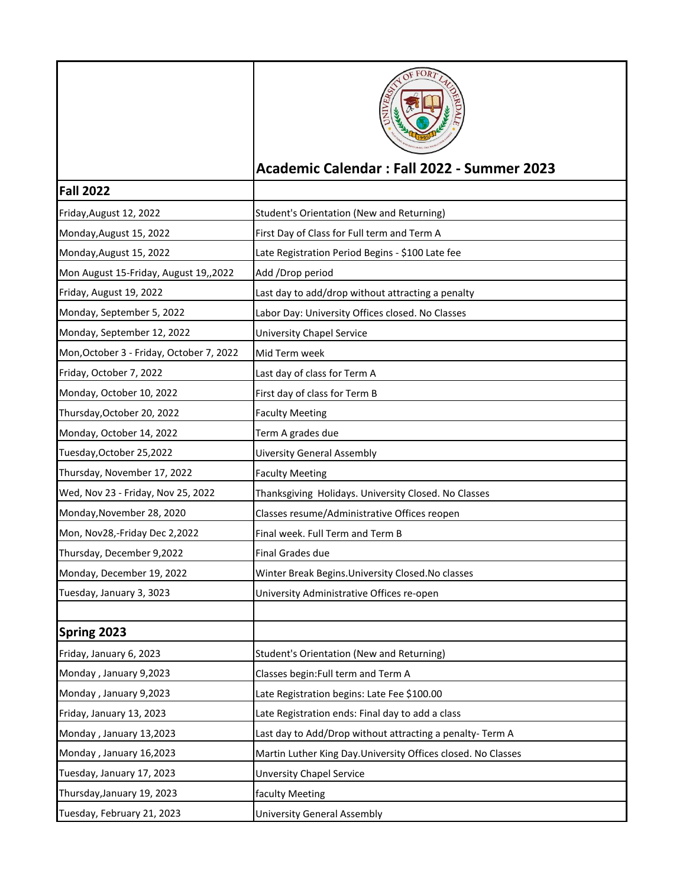| | Academic Calendar : Fall 2022 - Summer 2023 |
|---|---|
| **Fall 2022** | |
| Friday,August 12, 2022 | Student's Orientation (New and Returning) |
| Monday,August 15, 2022 | First Day of Class for Full term and Term A |
| Monday,August 15, 2022 | Late Registration Period Begins - $100 Late fee |
| Mon August 15-Friday, August 19,,2022 | Add /Drop period |
| Friday, August 19, 2022 | Last day to add/drop without attracting a penalty |
| Monday, September 5, 2022 | Labor Day: University Offices closed. No Classes |
| Monday, September 12, 2022 | University Chapel Service |
| Mon,October 3 - Friday, October 7, 2022 | Mid Term week |
| Friday, October 7, 2022 | Last day of class for Term A |
| Monday, October 10, 2022 | First day of class for Term B |
| Thursday,October 20, 2022 | Faculty Meeting |
| Monday, October 14, 2022 | Term A grades due |
| Tuesday,October 25,2022 | Uiversity General Assembly |
| Thursday, November 17, 2022 | Faculty Meeting |
| Wed, Nov 23 - Friday, Nov 25, 2022 | Thanksgiving Holidays. University Closed. No Classes |
| Monday,November 28, 2020 | Classes resume/Administrative Offices reopen |
| Mon, Nov28,-Friday Dec 2,2022 | Final week. Full Term and Term B |
| Thursday, December 9,2022 | Final Grades due |
| Monday, December 19, 2022 | Winter Break Begins.University Closed.No classes |
| Tuesday, January 3, 3023 | University Administrative Offices re-open |
| | |
| **Spring 2023** | |
| Friday, January 6, 2023 | Student's Orientation (New and Returning) |
| Monday , January 9,2023 | Classes begin:Full term and Term A |
| Monday , January 9,2023 | Late Registration begins: Late Fee $100.00 |
| Friday, January 13, 2023 | Late Registration ends: Final day to add a class |
| Monday , January 13,2023 | Last day to Add/Drop without attracting a penalty- Term A |
| Monday , January 16,2023 | Martin Luther King Day.University Offices closed. No Classes |
| Tuesday, January 17, 2023 | Unversity Chapel Service |
| Thursday,January 19, 2023 | faculty Meeting |
| Tuesday, February 21, 2023 | University General Assembly |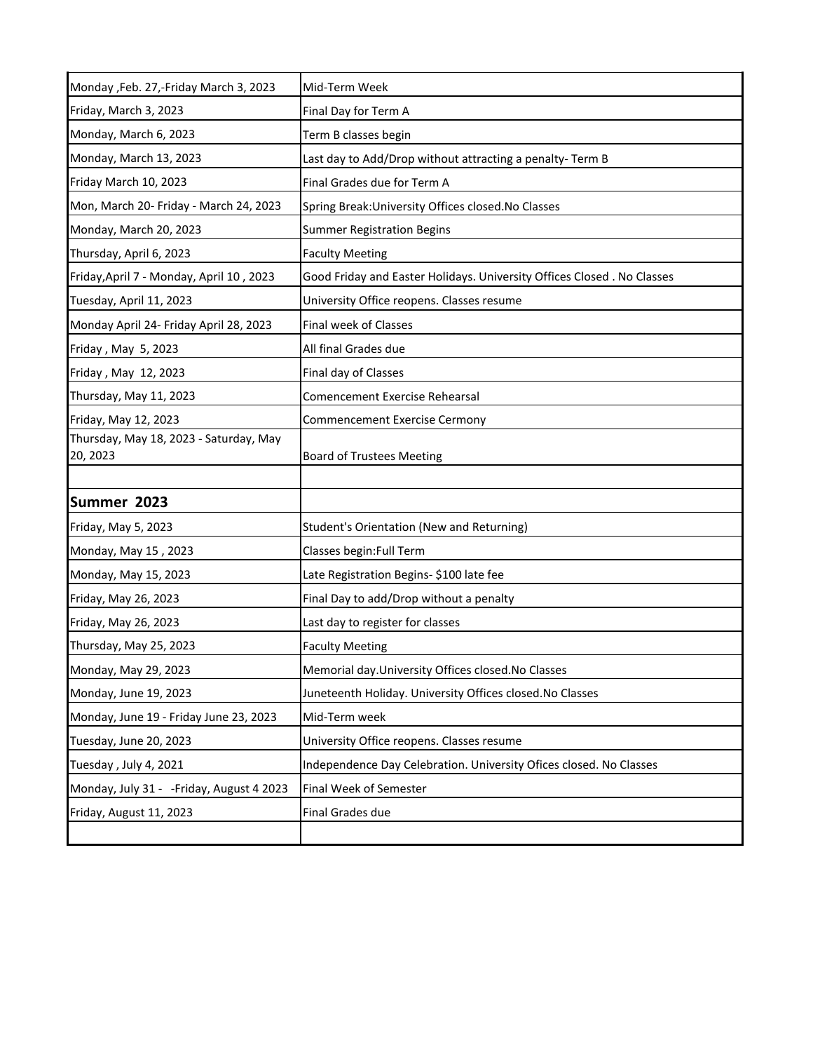| | |
|---|---|
| Monday ,Feb. 27,-Friday March 3, 2023 | Mid-Term Week |
| Friday, March 3, 2023 | Final Day for Term A |
| Monday, March 6, 2023 | Term B classes begin |
| Monday, March 13, 2023 | Last day to Add/Drop without attracting a penalty- Term B |
| Friday March 10, 2023 | Final Grades due for Term A |
| Mon, March 20- Friday - March 24, 2023 | Spring Break:University Offices closed.No Classes |
| Monday, March 20, 2023 | Summer Registration Begins |
| Thursday, April 6, 2023 | Faculty Meeting |
| Friday,April 7 - Monday, April 10 , 2023 | Good Friday and Easter Holidays. University Offices Closed . No Classes |
| Tuesday, April 11, 2023 | University Office reopens. Classes resume |
| Monday April 24- Friday April 28, 2023 | Final week of Classes |
| Friday , May 5, 2023 | All final Grades due |
| Friday , May 12, 2023 | Final day of Classes |
| Thursday, May 11, 2023 | Comencement Exercise Rehearsal |
| Friday, May 12, 2023 | Commencement Exercise Cermony |
| Thursday, May 18, 2023 - Saturday, May 20, 2023 | Board of Trustees Meeting |
| | |
| **Summer 2023** | |
| Friday, May 5, 2023 | Student's Orientation (New and Returning) |
| Monday, May 15 , 2023 | Classes begin:Full Term |
| Monday, May 15, 2023 | Late Registration Begins- $100 late fee |
| Friday, May 26, 2023 | Final Day to add/Drop without a penalty |
| Friday, May 26, 2023 | Last day to register for classes |
| Thursday, May 25, 2023 | Faculty Meeting |
| Monday, May 29, 2023 | Memorial day.University Offices closed.No Classes |
| Monday, June 19, 2023 | Juneteenth Holiday. University Offices closed.No Classes |
| Monday, June 19 - Friday June 23, 2023 | Mid-Term week |
| Tuesday, June 20, 2023 | University Office reopens. Classes resume |
| Tuesday , July 4, 2021 | Independence Day Celebration. University Ofices closed. No Classes |
| Monday, July 31 - -Friday, August 4 2023 | Final Week of Semester |
| Friday, August 11, 2023 | Final Grades due |
| | |